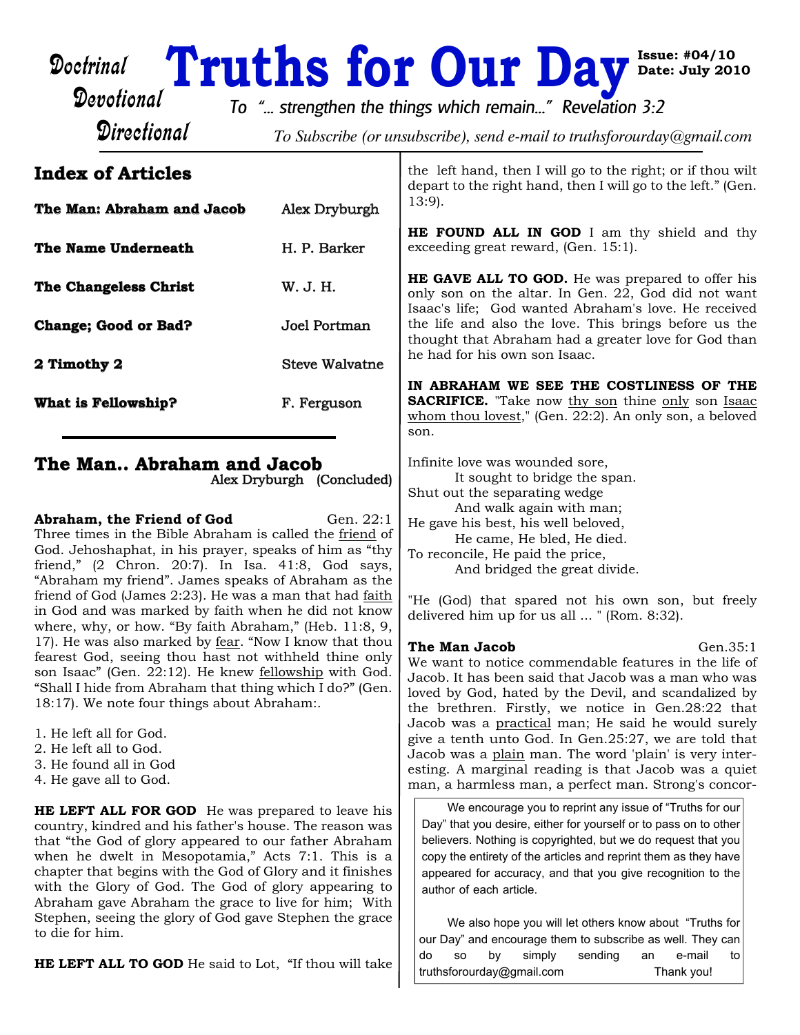# Truths for Our Day

Doctrinal
Devotional
Directional

Issue: #04/10
Date: July 2010

*To "... strengthen the things which remain..." Revelation 3:2*

*To Subscribe (or unsubscribe), send e-mail to truthsforourday@gmail.com*

## Index of Articles

| | |
|---|---|
| **The Man: Abraham and Jacob** | Alex Dryburgh |
| **The Name Underneath** | H. P. Barker |
| **The Changeless Christ** | W. J. H. |
| **Change; Good or Bad?** | Joel Portman |
| **2 Timothy 2** | Steve Walvatne |
| **What is Fellowship?** | F. Ferguson |

## The Man.. Abraham and Jacob

Alex Dryburgh (Concluded)

**Abraham, the Friend of God** Gen. 22:1

Three times in the Bible Abraham is called the friend of God. Jehoshaphat, in his prayer, speaks of him as "thy friend," (2 Chron. 20:7). In Isa. 41:8, God says, "Abraham my friend". James speaks of Abraham as the friend of God (James 2:23). He was a man that had faith in God and was marked by faith when he did not know where, why, or how. "By faith Abraham," (Heb. 11:8, 9, 17). He was also marked by fear. "Now I know that thou fearest God, seeing thou hast not withheld thine only son Isaac" (Gen. 22:12). He knew fellowship with God. "Shall I hide from Abraham that thing which I do?" (Gen. 18:17). We note four things about Abraham:.

1. He left all for God.
2. He left all to God.
3. He found all in God
4. He gave all to God.

**HE LEFT ALL FOR GOD** He was prepared to leave his country, kindred and his father's house. The reason was that "the God of glory appeared to our father Abraham when he dwelt in Mesopotamia," Acts 7:1. This is a chapter that begins with the God of Glory and it finishes with the Glory of God. The God of glory appearing to Abraham gave Abraham the grace to live for him; With Stephen, seeing the glory of God gave Stephen the grace to die for him.

**HE LEFT ALL TO GOD** He said to Lot, "If thou will take the left hand, then I will go to the right; or if thou wilt depart to the right hand, then I will go to the left." (Gen. 13:9).

**HE FOUND ALL IN GOD** I am thy shield and thy exceeding great reward, (Gen. 15:1).

**HE GAVE ALL TO GOD.** He was prepared to offer his only son on the altar. In Gen. 22, God did not want Isaac's life; God wanted Abraham's love. He received the life and also the love. This brings before us the thought that Abraham had a greater love for God than he had for his own son Isaac.

**IN ABRAHAM WE SEE THE COSTLINESS OF THE SACRIFICE.** "Take now thy son thine only son Isaac whom thou lovest," (Gen. 22:2). An only son, a beloved son.

Infinite love was wounded sore,
It sought to bridge the span.
Shut out the separating wedge
And walk again with man;
He gave his best, his well beloved,
He came, He bled, He died.
To reconcile, He paid the price,
And bridged the great divide.

"He (God) that spared not his own son, but freely delivered him up for us all ... " (Rom. 8:32).

**The Man Jacob** Gen.35:1

We want to notice commendable features in the life of Jacob. It has been said that Jacob was a man who was loved by God, hated by the Devil, and scandalized by the brethren. Firstly, we notice in Gen.28:22 that Jacob was a practical man; He said he would surely give a tenth unto God. In Gen.25:27, we are told that Jacob was a plain man. The word 'plain' is very interesting. A marginal reading is that Jacob was a quiet man, a harmless man, a perfect man. Strong's concor-

We encourage you to reprint any issue of "Truths for our Day" that you desire, either for yourself or to pass on to other believers. Nothing is copyrighted, but we do request that you copy the entirety of the articles and reprint them as they have appeared for accuracy, and that you give recognition to the author of each article.

We also hope you will let others know about "Truths for our Day" and encourage them to subscribe as well. They can do so by simply sending an e-mail to truthsforourday@gmail.com Thank you!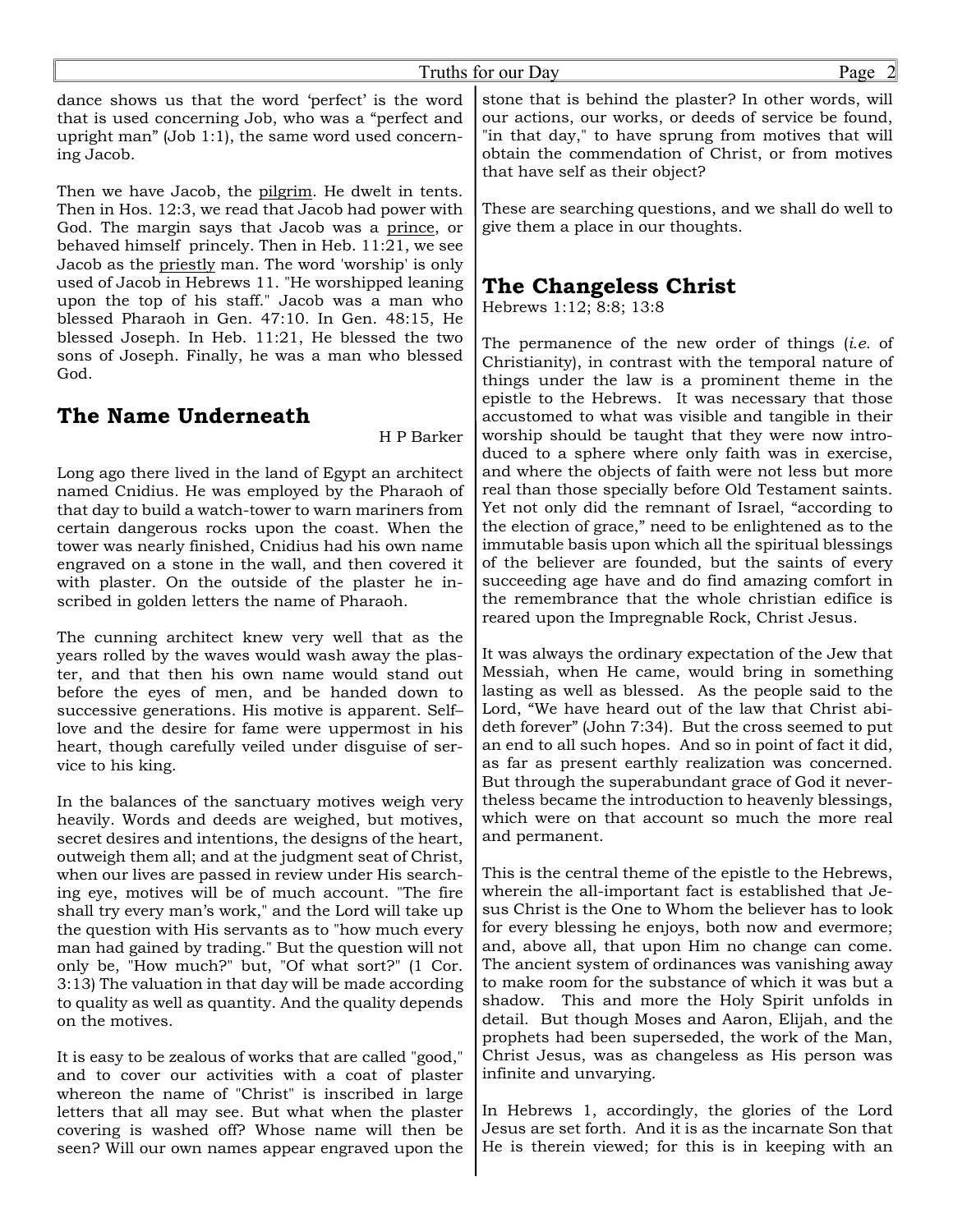dance shows us that the word 'perfect' is the word that is used concerning Job, who was a "perfect and upright man" (Job 1:1), the same word used concerning Jacob.

Then we have Jacob, the pilgrim. He dwelt in tents. Then in Hos. 12:3, we read that Jacob had power with God. The margin says that Jacob was a prince, or behaved himself princely. Then in Heb. 11:21, we see Jacob as the priestly man. The word 'worship' is only used of Jacob in Hebrews 11. "He worshipped leaning upon the top of his staff." Jacob was a man who blessed Pharaoh in Gen. 47:10. In Gen. 48:15, He blessed Joseph. In Heb. 11:21, He blessed the two sons of Joseph. Finally, he was a man who blessed God.

## The Name Underneath

H P Barker

Long ago there lived in the land of Egypt an architect named Cnidius. He was employed by the Pharaoh of that day to build a watch-tower to warn mariners from certain dangerous rocks upon the coast. When the tower was nearly finished, Cnidius had his own name engraved on a stone in the wall, and then covered it with plaster. On the outside of the plaster he inscribed in golden letters the name of Pharaoh.

The cunning architect knew very well that as the years rolled by the waves would wash away the plaster, and that then his own name would stand out before the eyes of men, and be handed down to successive generations. His motive is apparent. Self–love and the desire for fame were uppermost in his heart, though carefully veiled under disguise of service to his king.

In the balances of the sanctuary motives weigh very heavily. Words and deeds are weighed, but motives, secret desires and intentions, the designs of the heart, outweigh them all; and at the judgment seat of Christ, when our lives are passed in review under His searching eye, motives will be of much account. "The fire shall try every man's work," and the Lord will take up the question with His servants as to "how much every man had gained by trading." But the question will not only be, "How much?" but, "Of what sort?" (1 Cor. 3:13) The valuation in that day will be made according to quality as well as quantity. And the quality depends on the motives.

It is easy to be zealous of works that are called "good," and to cover our activities with a coat of plaster whereon the name of "Christ" is inscribed in large letters that all may see. But what when the plaster covering is washed off? Whose name will then be seen? Will our own names appear engraved upon the stone that is behind the plaster? In other words, will our actions, our works, or deeds of service be found, "in that day," to have sprung from motives that will obtain the commendation of Christ, or from motives that have self as their object?

These are searching questions, and we shall do well to give them a place in our thoughts.

## The Changeless Christ

Hebrews 1:12; 8:8; 13:8

The permanence of the new order of things (*i.e.* of Christianity), in contrast with the temporal nature of things under the law is a prominent theme in the epistle to the Hebrews. It was necessary that those accustomed to what was visible and tangible in their worship should be taught that they were now introduced to a sphere where only faith was in exercise, and where the objects of faith were not less but more real than those specially before Old Testament saints. Yet not only did the remnant of Israel, "according to the election of grace," need to be enlightened as to the immutable basis upon which all the spiritual blessings of the believer are founded, but the saints of every succeeding age have and do find amazing comfort in the remembrance that the whole christian edifice is reared upon the Impregnable Rock, Christ Jesus.

It was always the ordinary expectation of the Jew that Messiah, when He came, would bring in something lasting as well as blessed. As the people said to the Lord, "We have heard out of the law that Christ abideth forever" (John 7:34). But the cross seemed to put an end to all such hopes. And so in point of fact it did, as far as present earthly realization was concerned. But through the superabundant grace of God it nevertheless became the introduction to heavenly blessings, which were on that account so much the more real and permanent.

This is the central theme of the epistle to the Hebrews, wherein the all-important fact is established that Jesus Christ is the One to Whom the believer has to look for every blessing he enjoys, both now and evermore; and, above all, that upon Him no change can come. The ancient system of ordinances was vanishing away to make room for the substance of which it was but a shadow. This and more the Holy Spirit unfolds in detail. But though Moses and Aaron, Elijah, and the prophets had been superseded, the work of the Man, Christ Jesus, was as changeless as His person was infinite and unvarying.

In Hebrews 1, accordingly, the glories of the Lord Jesus are set forth. And it is as the incarnate Son that He is therein viewed; for this is in keeping with an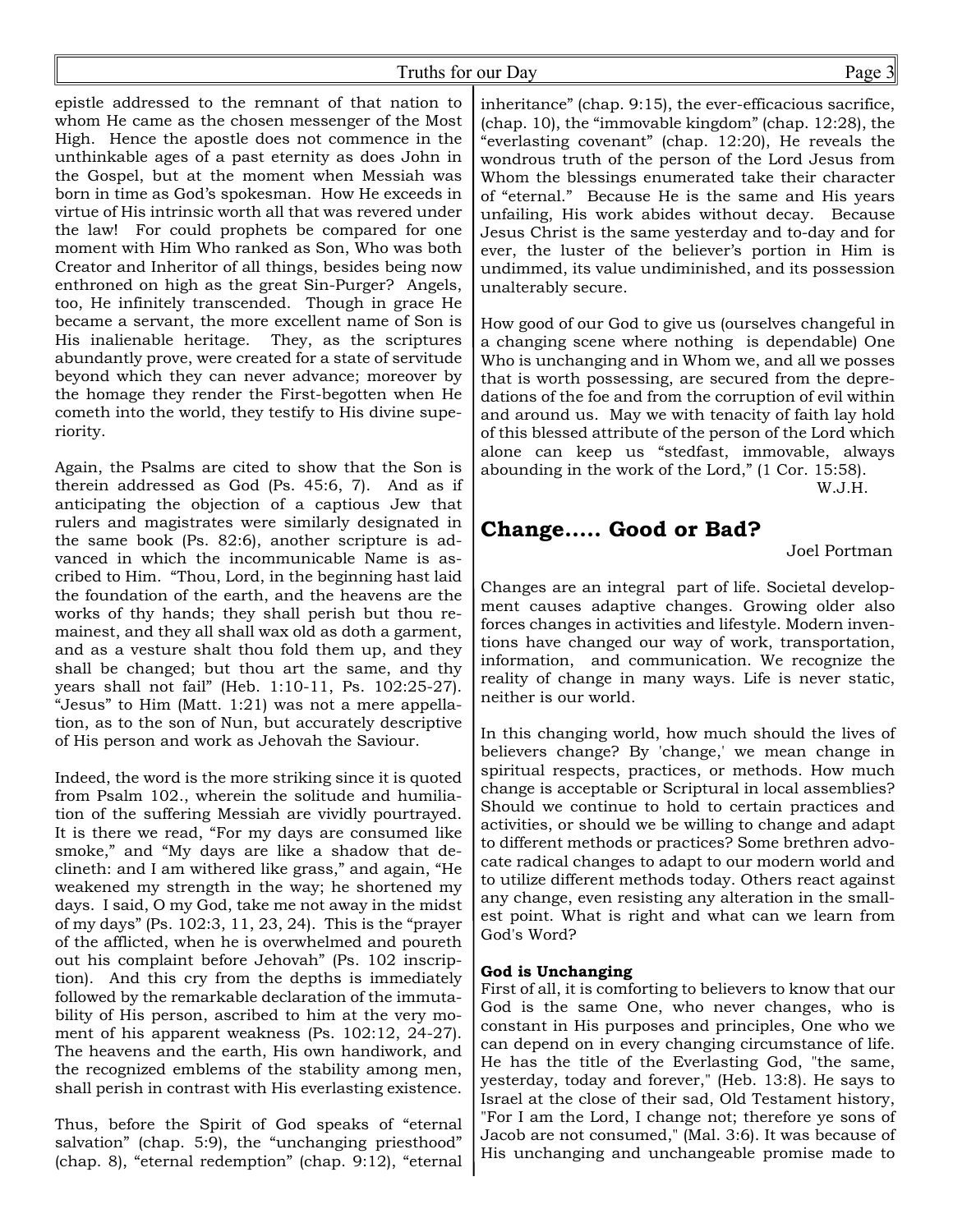epistle addressed to the remnant of that nation to whom He came as the chosen messenger of the Most High. Hence the apostle does not commence in the unthinkable ages of a past eternity as does John in the Gospel, but at the moment when Messiah was born in time as God's spokesman. How He exceeds in virtue of His intrinsic worth all that was revered under the law! For could prophets be compared for one moment with Him Who ranked as Son, Who was both Creator and Inheritor of all things, besides being now enthroned on high as the great Sin-Purger? Angels, too, He infinitely transcended. Though in grace He became a servant, the more excellent name of Son is His inalienable heritage. They, as the scriptures abundantly prove, were created for a state of servitude beyond which they can never advance; moreover by the homage they render the First-begotten when He cometh into the world, they testify to His divine superiority.

Again, the Psalms are cited to show that the Son is therein addressed as God (Ps. 45:6, 7). And as if anticipating the objection of a captious Jew that rulers and magistrates were similarly designated in the same book (Ps. 82:6), another scripture is advanced in which the incommunicable Name is ascribed to Him. "Thou, Lord, in the beginning hast laid the foundation of the earth, and the heavens are the works of thy hands; they shall perish but thou remainest, and they all shall wax old as doth a garment, and as a vesture shalt thou fold them up, and they shall be changed; but thou art the same, and thy years shall not fail" (Heb. 1:10-11, Ps. 102:25-27). "Jesus" to Him (Matt. 1:21) was not a mere appellation, as to the son of Nun, but accurately descriptive of His person and work as Jehovah the Saviour.

Indeed, the word is the more striking since it is quoted from Psalm 102., wherein the solitude and humiliation of the suffering Messiah are vividly pourtrayed. It is there we read, "For my days are consumed like smoke," and "My days are like a shadow that declineth: and I am withered like grass," and again, "He weakened my strength in the way; he shortened my days. I said, O my God, take me not away in the midst of my days" (Ps. 102:3, 11, 23, 24). This is the "prayer of the afflicted, when he is overwhelmed and poureth out his complaint before Jehovah" (Ps. 102 inscription). And this cry from the depths is immediately followed by the remarkable declaration of the immutability of His person, ascribed to him at the very moment of his apparent weakness (Ps. 102:12, 24-27). The heavens and the earth, His own handiwork, and the recognized emblems of the stability among men, shall perish in contrast with His everlasting existence.

Thus, before the Spirit of God speaks of "eternal salvation" (chap. 5:9), the "unchanging priesthood" (chap. 8), "eternal redemption" (chap. 9:12), "eternal inheritance" (chap. 9:15), the ever-efficacious sacrifice, (chap. 10), the "immovable kingdom" (chap. 12:28), the "everlasting covenant" (chap. 12:20), He reveals the wondrous truth of the person of the Lord Jesus from Whom the blessings enumerated take their character of "eternal." Because He is the same and His years unfailing, His work abides without decay. Because Jesus Christ is the same yesterday and to-day and for ever, the luster of the believer's portion in Him is undimmed, its value undiminished, and its possession unalterably secure.

How good of our God to give us (ourselves changeful in a changing scene where nothing is dependable) One Who is unchanging and in Whom we, and all we posses that is worth possessing, are secured from the depredations of the foe and from the corruption of evil within and around us. May we with tenacity of faith lay hold of this blessed attribute of the person of the Lord which alone can keep us "stedfast, immovable, always abounding in the work of the Lord," (1 Cor. 15:58).

W.J.H.

## Change..... Good or Bad?

Joel Portman

Changes are an integral part of life. Societal development causes adaptive changes. Growing older also forces changes in activities and lifestyle. Modern inventions have changed our way of work, transportation, information, and communication. We recognize the reality of change in many ways. Life is never static, neither is our world.

In this changing world, how much should the lives of believers change? By 'change,' we mean change in spiritual respects, practices, or methods. How much change is acceptable or Scriptural in local assemblies? Should we continue to hold to certain practices and activities, or should we be willing to change and adapt to different methods or practices? Some brethren advocate radical changes to adapt to our modern world and to utilize different methods today. Others react against any change, even resisting any alteration in the smallest point. What is right and what can we learn from God's Word?

**God is Unchanging**

First of all, it is comforting to believers to know that our God is the same One, who never changes, who is constant in His purposes and principles, One who we can depend on in every changing circumstance of life. He has the title of the Everlasting God, "the same, yesterday, today and forever," (Heb. 13:8). He says to Israel at the close of their sad, Old Testament history, "For I am the Lord, I change not; therefore ye sons of Jacob are not consumed," (Mal. 3:6). It was because of His unchanging and unchangeable promise made to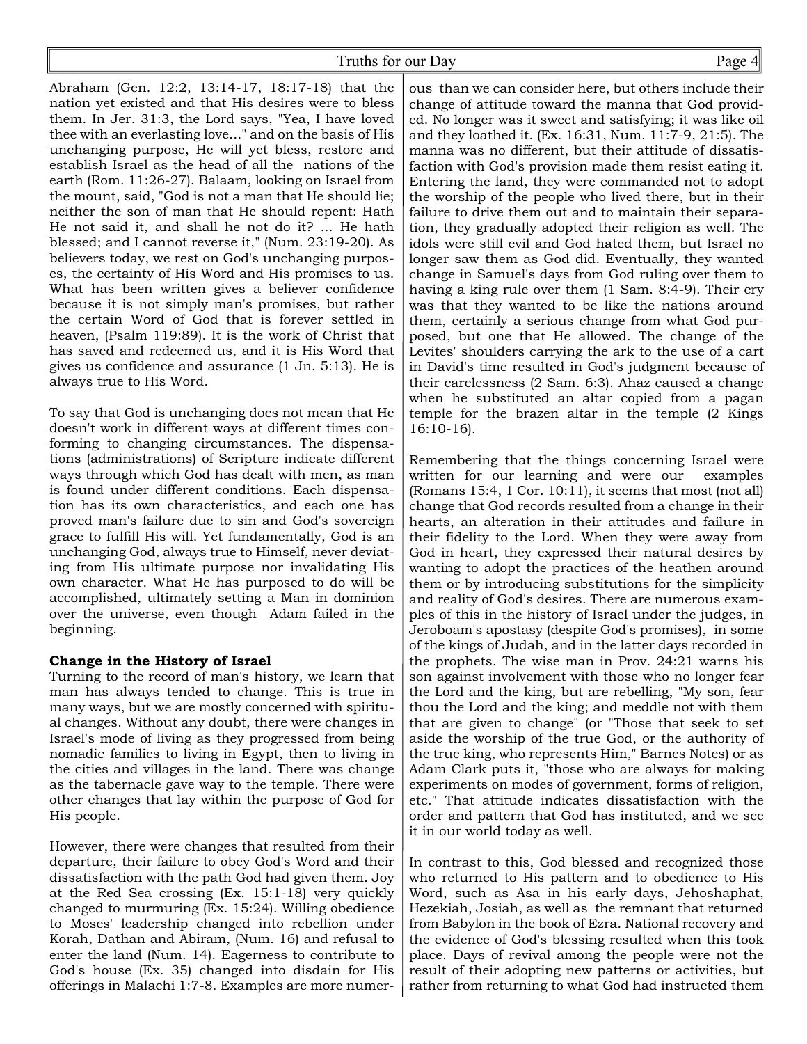Abraham (Gen. 12:2, 13:14-17, 18:17-18) that the nation yet existed and that His desires were to bless them. In Jer. 31:3, the Lord says, "Yea, I have loved thee with an everlasting love..." and on the basis of His unchanging purpose, He will yet bless, restore and establish Israel as the head of all the nations of the earth (Rom. 11:26-27). Balaam, looking on Israel from the mount, said, "God is not a man that He should lie; neither the son of man that He should repent: Hath He not said it, and shall he not do it? ... He hath blessed; and I cannot reverse it," (Num. 23:19-20). As believers today, we rest on God's unchanging purposes, the certainty of His Word and His promises to us. What has been written gives a believer confidence because it is not simply man's promises, but rather the certain Word of God that is forever settled in heaven, (Psalm 119:89). It is the work of Christ that has saved and redeemed us, and it is His Word that gives us confidence and assurance (1 Jn. 5:13). He is always true to His Word.

To say that God is unchanging does not mean that He doesn't work in different ways at different times conforming to changing circumstances. The dispensations (administrations) of Scripture indicate different ways through which God has dealt with men, as man is found under different conditions. Each dispensation has its own characteristics, and each one has proved man's failure due to sin and God's sovereign grace to fulfill His will. Yet fundamentally, God is an unchanging God, always true to Himself, never deviating from His ultimate purpose nor invalidating His own character. What He has purposed to do will be accomplished, ultimately setting a Man in dominion over the universe, even though Adam failed in the beginning.

**Change in the History of Israel**

Turning to the record of man's history, we learn that man has always tended to change. This is true in many ways, but we are mostly concerned with spiritual changes. Without any doubt, there were changes in Israel's mode of living as they progressed from being nomadic families to living in Egypt, then to living in the cities and villages in the land. There was change as the tabernacle gave way to the temple. There were other changes that lay within the purpose of God for His people.

However, there were changes that resulted from their departure, their failure to obey God's Word and their dissatisfaction with the path God had given them. Joy at the Red Sea crossing (Ex. 15:1-18) very quickly changed to murmuring (Ex. 15:24). Willing obedience to Moses' leadership changed into rebellion under Korah, Dathan and Abiram, (Num. 16) and refusal to enter the land (Num. 14). Eagerness to contribute to God's house (Ex. 35) changed into disdain for His offerings in Malachi 1:7-8. Examples are more numerous than we can consider here, but others include their change of attitude toward the manna that God provided. No longer was it sweet and satisfying; it was like oil and they loathed it. (Ex. 16:31, Num. 11:7-9, 21:5). The manna was no different, but their attitude of dissatisfaction with God's provision made them resist eating it. Entering the land, they were commanded not to adopt the worship of the people who lived there, but in their failure to drive them out and to maintain their separation, they gradually adopted their religion as well. The idols were still evil and God hated them, but Israel no longer saw them as God did. Eventually, they wanted change in Samuel's days from God ruling over them to having a king rule over them (1 Sam. 8:4-9). Their cry was that they wanted to be like the nations around them, certainly a serious change from what God purposed, but one that He allowed. The change of the Levites' shoulders carrying the ark to the use of a cart in David's time resulted in God's judgment because of their carelessness (2 Sam. 6:3). Ahaz caused a change when he substituted an altar copied from a pagan temple for the brazen altar in the temple (2 Kings 16:10-16).

Remembering that the things concerning Israel were written for our learning and were our examples (Romans 15:4, 1 Cor. 10:11), it seems that most (not all) change that God records resulted from a change in their hearts, an alteration in their attitudes and failure in their fidelity to the Lord. When they were away from God in heart, they expressed their natural desires by wanting to adopt the practices of the heathen around them or by introducing substitutions for the simplicity and reality of God's desires. There are numerous examples of this in the history of Israel under the judges, in Jeroboam's apostasy (despite God's promises), in some of the kings of Judah, and in the latter days recorded in the prophets. The wise man in Prov. 24:21 warns his son against involvement with those who no longer fear the Lord and the king, but are rebelling, "My son, fear thou the Lord and the king; and meddle not with them that are given to change" (or "Those that seek to set aside the worship of the true God, or the authority of the true king, who represents Him," Barnes Notes) or as Adam Clark puts it, "those who are always for making experiments on modes of government, forms of religion, etc." That attitude indicates dissatisfaction with the order and pattern that God has instituted, and we see it in our world today as well.

In contrast to this, God blessed and recognized those who returned to His pattern and to obedience to His Word, such as Asa in his early days, Jehoshaphat, Hezekiah, Josiah, as well as the remnant that returned from Babylon in the book of Ezra. National recovery and the evidence of God's blessing resulted when this took place. Days of revival among the people were not the result of their adopting new patterns or activities, but rather from returning to what God had instructed them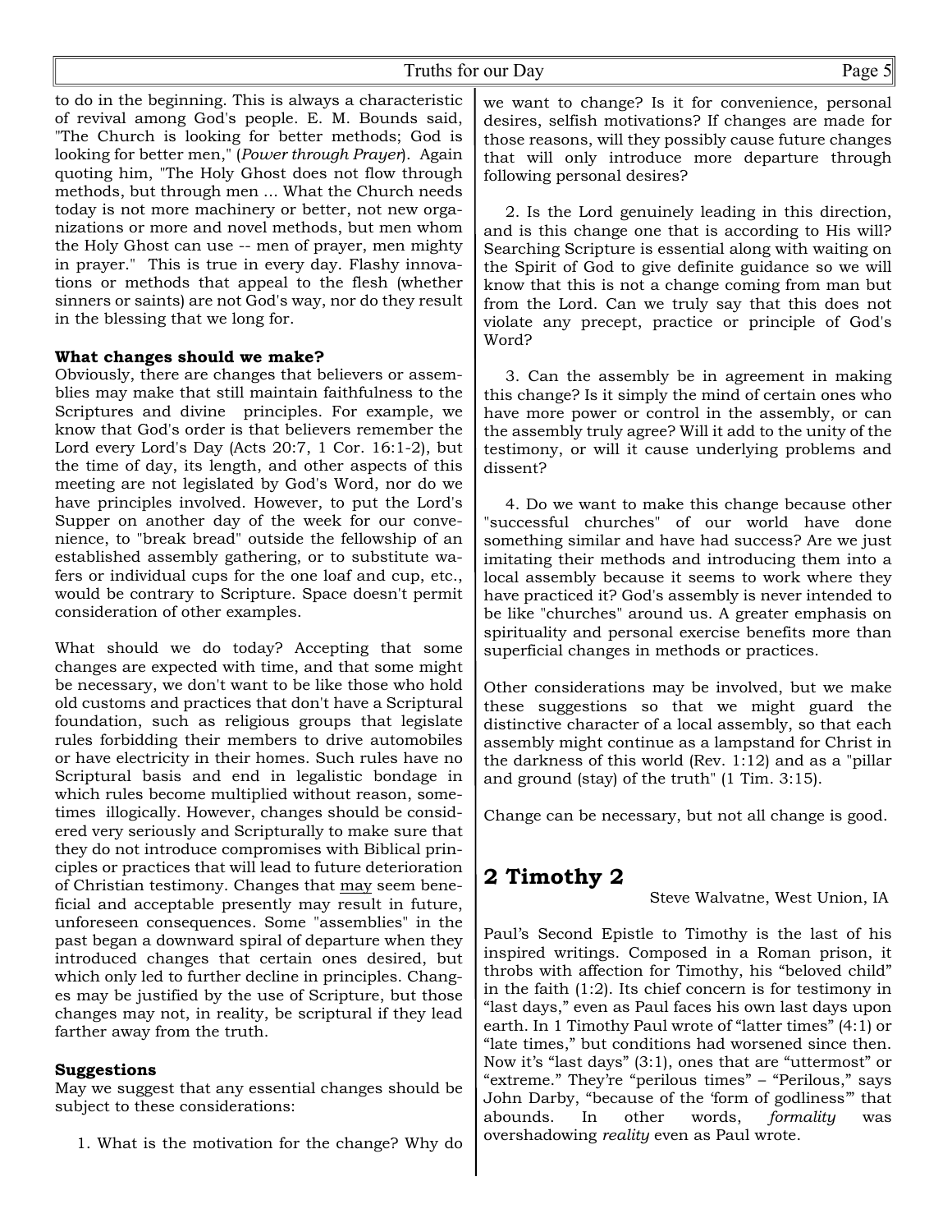to do in the beginning. This is always a characteristic of revival among God's people. E. M. Bounds said, "The Church is looking for better methods; God is looking for better men," (*Power through Prayer*). Again quoting him, "The Holy Ghost does not flow through methods, but through men ... What the Church needs today is not more machinery or better, not new organizations or more and novel methods, but men whom the Holy Ghost can use -- men of prayer, men mighty in prayer." This is true in every day. Flashy innovations or methods that appeal to the flesh (whether sinners or saints) are not God's way, nor do they result in the blessing that we long for.

**What changes should we make?**

Obviously, there are changes that believers or assemblies may make that still maintain faithfulness to the Scriptures and divine principles. For example, we know that God's order is that believers remember the Lord every Lord's Day (Acts 20:7, 1 Cor. 16:1-2), but the time of day, its length, and other aspects of this meeting are not legislated by God's Word, nor do we have principles involved. However, to put the Lord's Supper on another day of the week for our convenience, to "break bread" outside the fellowship of an established assembly gathering, or to substitute wafers or individual cups for the one loaf and cup, etc., would be contrary to Scripture. Space doesn't permit consideration of other examples.

What should we do today? Accepting that some changes are expected with time, and that some might be necessary, we don't want to be like those who hold old customs and practices that don't have a Scriptural foundation, such as religious groups that legislate rules forbidding their members to drive automobiles or have electricity in their homes. Such rules have no Scriptural basis and end in legalistic bondage in which rules become multiplied without reason, sometimes illogically. However, changes should be considered very seriously and Scripturally to make sure that they do not introduce compromises with Biblical principles or practices that will lead to future deterioration of Christian testimony. Changes that <u>may</u> seem beneficial and acceptable presently may result in future, unforeseen consequences. Some "assemblies" in the past began a downward spiral of departure when they introduced changes that certain ones desired, but which only led to further decline in principles. Changes may be justified by the use of Scripture, but those changes may not, in reality, be scriptural if they lead farther away from the truth.

**Suggestions**

May we suggest that any essential changes should be subject to these considerations:

1. What is the motivation for the change? Why do we want to change? Is it for convenience, personal desires, selfish motivations? If changes are made for those reasons, will they possibly cause future changes that will only introduce more departure through following personal desires?

2. Is the Lord genuinely leading in this direction, and is this change one that is according to His will? Searching Scripture is essential along with waiting on the Spirit of God to give definite guidance so we will know that this is not a change coming from man but from the Lord. Can we truly say that this does not violate any precept, practice or principle of God's Word?

3. Can the assembly be in agreement in making this change? Is it simply the mind of certain ones who have more power or control in the assembly, or can the assembly truly agree? Will it add to the unity of the testimony, or will it cause underlying problems and dissent?

4. Do we want to make this change because other "successful churches" of our world have done something similar and have had success? Are we just imitating their methods and introducing them into a local assembly because it seems to work where they have practiced it? God's assembly is never intended to be like "churches" around us. A greater emphasis on spirituality and personal exercise benefits more than superficial changes in methods or practices.

Other considerations may be involved, but we make these suggestions so that we might guard the distinctive character of a local assembly, so that each assembly might continue as a lampstand for Christ in the darkness of this world (Rev. 1:12) and as a "pillar and ground (stay) of the truth" (1 Tim. 3:15).

Change can be necessary, but not all change is good.

## 2 Timothy 2

Steve Walvatne, West Union, IA

Paul's Second Epistle to Timothy is the last of his inspired writings. Composed in a Roman prison, it throbs with affection for Timothy, his "beloved child" in the faith (1:2). Its chief concern is for testimony in "last days," even as Paul faces his own last days upon earth. In 1 Timothy Paul wrote of "latter times" (4:1) or "late times," but conditions had worsened since then. Now it's "last days" (3:1), ones that are "uttermost" or "extreme." They're "perilous times" – "Perilous," says John Darby, "because of the 'form of godliness'" that abounds. In other words, *formality* was overshadowing *reality* even as Paul wrote.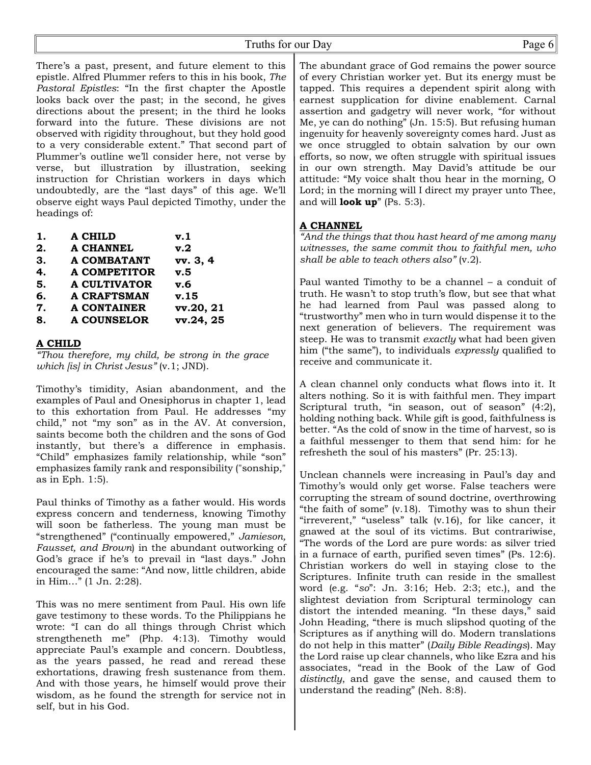There's a past, present, and future element to this epistle. Alfred Plummer refers to this in his book, *The Pastoral Epistles*: "In the first chapter the Apostle looks back over the past; in the second, he gives directions about the present; in the third he looks forward into the future. These divisions are not observed with rigidity throughout, but they hold good to a very considerable extent." That second part of Plummer's outline we'll consider here, not verse by verse, but illustration by illustration, seeking instruction for Christian workers in days which undoubtedly, are the "last days" of this age. We'll observe eight ways Paul depicted Timothy, under the headings of:

| | | |
|---|---|---|
| **1.** | **A CHILD** | **v.1** |
| **2.** | **A CHANNEL** | **v.2** |
| **3.** | **A COMBATANT** | **vv. 3, 4** |
| **4.** | **A COMPETITOR** | **v.5** |
| **5.** | **A CULTIVATOR** | **v.6** |
| **6.** | **A CRAFTSMAN** | **v.15** |
| **7.** | **A CONTAINER** | **vv.20, 21** |
| **8.** | **A COUNSELOR** | **vv.24, 25** |

## A CHILD

*"Thou therefore, my child, be strong in the grace which [is] in Christ Jesus"* (v.1; JND).

Timothy's timidity, Asian abandonment, and the examples of Paul and Onesiphorus in chapter 1, lead to this exhortation from Paul. He addresses "my child," not "my son" as in the AV. At conversion, saints become both the children and the sons of God instantly, but there's a difference in emphasis. "Child" emphasizes family relationship, while "son" emphasizes family rank and responsibility ("sonship," as in Eph. 1:5).

Paul thinks of Timothy as a father would. His words express concern and tenderness, knowing Timothy will soon be fatherless. The young man must be "strengthened" ("continually empowered," *Jamieson, Fausset, and Brown*) in the abundant outworking of God's grace if he's to prevail in "last days." John encouraged the same: "And now, little children, abide in Him…" (1 Jn. 2:28).

This was no mere sentiment from Paul. His own life gave testimony to these words. To the Philippians he wrote: "I can do all things through Christ which strengtheneth me" (Php. 4:13). Timothy would appreciate Paul's example and concern. Doubtless, as the years passed, he read and reread these exhortations, drawing fresh sustenance from them. And with those years, he himself would prove their wisdom, as he found the strength for service not in self, but in his God.

The abundant grace of God remains the power source of every Christian worker yet. But its energy must be tapped. This requires a dependent spirit along with earnest supplication for divine enablement. Carnal assertion and gadgetry will never work, "for without Me, ye can do nothing" (Jn. 15:5). But refusing human ingenuity for heavenly sovereignty comes hard. Just as we once struggled to obtain salvation by our own efforts, so now, we often struggle with spiritual issues in our own strength. May David's attitude be our attitude: "My voice shalt thou hear in the morning, O Lord; in the morning will I direct my prayer unto Thee, and will **look up**" (Ps. 5:3).

## A CHANNEL

*"And the things that thou hast heard of me among many witnesses, the same commit thou to faithful men, who shall be able to teach others also"* (v.2).

Paul wanted Timothy to be a channel – a conduit of truth. He wasn't to stop truth's flow, but see that what he had learned from Paul was passed along to "trustworthy" men who in turn would dispense it to the next generation of believers. The requirement was steep. He was to transmit *exactly* what had been given him ("the same"), to individuals *expressly* qualified to receive and communicate it.

A clean channel only conducts what flows into it. It alters nothing. So it is with faithful men. They impart Scriptural truth, "in season, out of season" (4:2), holding nothing back. While gift is good, faithfulness is better. "As the cold of snow in the time of harvest, so is a faithful messenger to them that send him: for he refresheth the soul of his masters" (Pr. 25:13).

Unclean channels were increasing in Paul's day and Timothy's would only get worse. False teachers were corrupting the stream of sound doctrine, overthrowing "the faith of some" (v.18). Timothy was to shun their "irreverent," "useless" talk (v.16), for like cancer, it gnawed at the soul of its victims. But contrariwise, "The words of the Lord are pure words: as silver tried in a furnace of earth, purified seven times" (Ps. 12:6). Christian workers do well in staying close to the Scriptures. Infinite truth can reside in the smallest word (e.g. "*so*": Jn. 3:16; Heb. 2:3; etc.), and the slightest deviation from Scriptural terminology can distort the intended meaning. "In these days," said John Heading, "there is much slipshod quoting of the Scriptures as if anything will do. Modern translations do not help in this matter" (*Daily Bible Readings*). May the Lord raise up clear channels, who like Ezra and his associates, "read in the Book of the Law of God *distinctly*, and gave the sense, and caused them to understand the reading" (Neh. 8:8).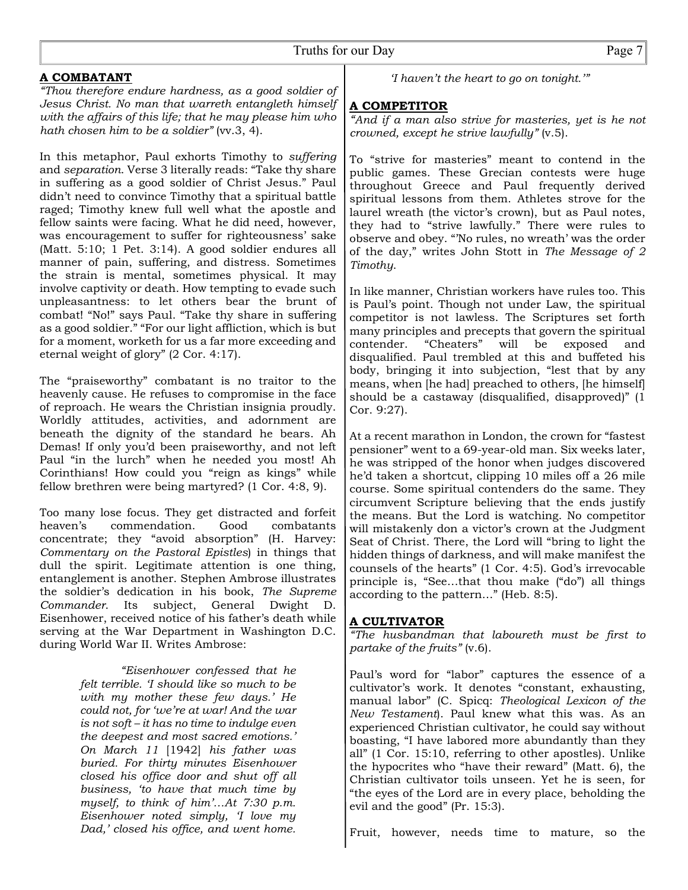**A COMBATANT**

*"Thou therefore endure hardness, as a good soldier of Jesus Christ. No man that warreth entangleth himself with the affairs of this life; that he may please him who hath chosen him to be a soldier"* (vv.3, 4).

In this metaphor, Paul exhorts Timothy to *suffering* and *separation*. Verse 3 literally reads: "Take thy share in suffering as a good soldier of Christ Jesus." Paul didn't need to convince Timothy that a spiritual battle raged; Timothy knew full well what the apostle and fellow saints were facing. What he did need, however, was encouragement to suffer for righteousness' sake (Matt. 5:10; 1 Pet. 3:14). A good soldier endures all manner of pain, suffering, and distress. Sometimes the strain is mental, sometimes physical. It may involve captivity or death. How tempting to evade such unpleasantness: to let others bear the brunt of combat! "No!" says Paul. "Take thy share in suffering as a good soldier." "For our light affliction, which is but for a moment, worketh for us a far more exceeding and eternal weight of glory" (2 Cor. 4:17).

The "praiseworthy" combatant is no traitor to the heavenly cause. He refuses to compromise in the face of reproach. He wears the Christian insignia proudly. Worldly attitudes, activities, and adornment are beneath the dignity of the standard he bears. Ah Demas! If only you'd been praiseworthy, and not left Paul "in the lurch" when he needed you most! Ah Corinthians! How could you "reign as kings" while fellow brethren were being martyred? (1 Cor. 4:8, 9).

Too many lose focus. They get distracted and forfeit heaven's commendation. Good combatants concentrate; they "avoid absorption" (H. Harvey: *Commentary on the Pastoral Epistles*) in things that dull the spirit. Legitimate attention is one thing, entanglement is another. Stephen Ambrose illustrates the soldier's dedication in his book, *The Supreme Commander*. Its subject, General Dwight D. Eisenhower, received notice of his father's death while serving at the War Department in Washington D.C. during World War II. Writes Ambrose:

> *"Eisenhower confessed that he felt terrible. 'I should like so much to be with my mother these few days.' He could not, for 'we're at war! And the war is not soft – it has no time to indulge even the deepest and most sacred emotions.' On March 11* [1942] *his father was buried. For thirty minutes Eisenhower closed his office door and shut off all business, 'to have that much time by myself, to think of him'…At 7:30 p.m. Eisenhower noted simply, 'I love my Dad,' closed his office, and went home. 'I haven't the heart to go on tonight.'"*

**A COMPETITOR**

*"And if a man also strive for masteries, yet is he not crowned, except he strive lawfully"* (v.5).

To "strive for masteries" meant to contend in the public games. These Grecian contests were huge throughout Greece and Paul frequently derived spiritual lessons from them. Athletes strove for the laurel wreath (the victor's crown), but as Paul notes, they had to "strive lawfully." There were rules to observe and obey. "'No rules, no wreath' was the order of the day," writes John Stott in *The Message of 2 Timothy*.

In like manner, Christian workers have rules too. This is Paul's point. Though not under Law, the spiritual competitor is not lawless. The Scriptures set forth many principles and precepts that govern the spiritual contender. "Cheaters" will be exposed and disqualified. Paul trembled at this and buffeted his body, bringing it into subjection, "lest that by any means, when [he had] preached to others, [he himself] should be a castaway (disqualified, disapproved)" (1 Cor. 9:27).

At a recent marathon in London, the crown for "fastest pensioner" went to a 69-year-old man. Six weeks later, he was stripped of the honor when judges discovered he'd taken a shortcut, clipping 10 miles off a 26 mile course. Some spiritual contenders do the same. They circumvent Scripture believing that the ends justify the means. But the Lord is watching. No competitor will mistakenly don a victor's crown at the Judgment Seat of Christ. There, the Lord will "bring to light the hidden things of darkness, and will make manifest the counsels of the hearts" (1 Cor. 4:5). God's irrevocable principle is, "See…that thou make ("do") all things according to the pattern…" (Heb. 8:5).

**A CULTIVATOR**

*"The husbandman that laboureth must be first to partake of the fruits"* (v.6).

Paul's word for "labor" captures the essence of a cultivator's work. It denotes "constant, exhausting, manual labor" (C. Spicq: *Theological Lexicon of the New Testament*). Paul knew what this was. As an experienced Christian cultivator, he could say without boasting, "I have labored more abundantly than they all" (1 Cor. 15:10, referring to other apostles). Unlike the hypocrites who "have their reward" (Matt. 6), the Christian cultivator toils unseen. Yet he is seen, for "the eyes of the Lord are in every place, beholding the evil and the good" (Pr. 15:3).

Fruit, however, needs time to mature, so the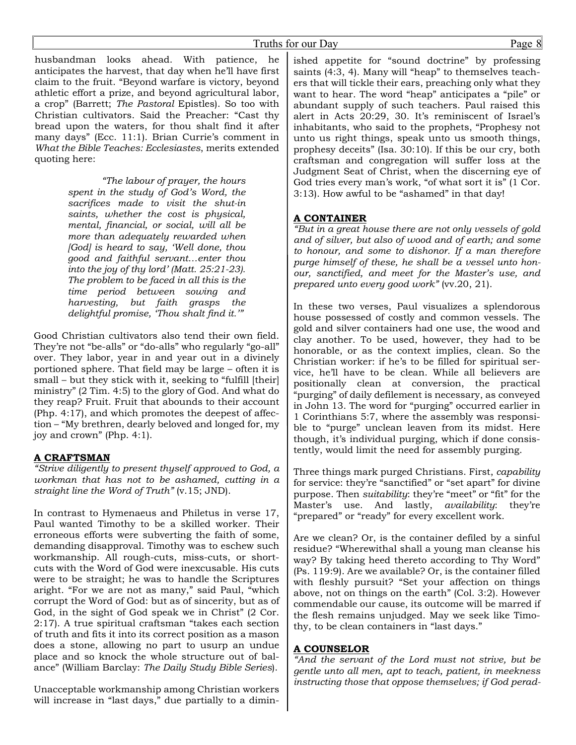husbandman looks ahead. With patience, he anticipates the harvest, that day when he'll have first claim to the fruit. "Beyond warfare is victory, beyond athletic effort a prize, and beyond agricultural labor, a crop" (Barrett; *The Pastoral* Epistles). So too with Christian cultivators. Said the Preacher: "Cast thy bread upon the waters, for thou shalt find it after many days" (Ecc. 11:1). Brian Currie's comment in *What the Bible Teaches: Ecclesiastes*, merits extended quoting here:

> *"The labour of prayer, the hours spent in the study of God's Word, the sacrifices made to visit the shut-in saints, whether the cost is physical, mental, financial, or social, will all be more than adequately rewarded when [God] is heard to say, 'Well done, thou good and faithful servant…enter thou into the joy of thy lord' (Matt. 25:21-23). The problem to be faced in all this is the time period between sowing and harvesting, but faith grasps the delightful promise, 'Thou shalt find it.'"*

Good Christian cultivators also tend their own field. They're not "be-alls" or "do-alls" who regularly "go-all" over. They labor, year in and year out in a divinely portioned sphere. That field may be large – often it is small – but they stick with it, seeking to "fulfill [their] ministry" (2 Tim. 4:5) to the glory of God. And what do they reap? Fruit. Fruit that abounds to their account (Php. 4:17), and which promotes the deepest of affection – "My brethren, dearly beloved and longed for, my joy and crown" (Php. 4:1).

## A CRAFTSMAN

*"Strive diligently to present thyself approved to God, a workman that has not to be ashamed, cutting in a straight line the Word of Truth"* (v.15; JND).

In contrast to Hymenaeus and Philetus in verse 17, Paul wanted Timothy to be a skilled worker. Their erroneous efforts were subverting the faith of some, demanding disapproval. Timothy was to eschew such workmanship. All rough-cuts, miss-cuts, or short-cuts with the Word of God were inexcusable. His cuts were to be straight; he was to handle the Scriptures aright. "For we are not as many," said Paul, "which corrupt the Word of God: but as of sincerity, but as of God, in the sight of God speak we in Christ" (2 Cor. 2:17). A true spiritual craftsman "takes each section of truth and fits it into its correct position as a mason does a stone, allowing no part to usurp an undue place and so knock the whole structure out of balance" (William Barclay: *The Daily Study Bible Series*).

Unacceptable workmanship among Christian workers will increase in "last days," due partially to a diminished appetite for "sound doctrine" by professing saints (4:3, 4). Many will "heap" to themselves teachers that will tickle their ears, preaching only what they want to hear. The word "heap" anticipates a "pile" or abundant supply of such teachers. Paul raised this alert in Acts 20:29, 30. It's reminiscent of Israel's inhabitants, who said to the prophets, "Prophesy not unto us right things, speak unto us smooth things, prophesy deceits" (Isa. 30:10). If this be our cry, both craftsman and congregation will suffer loss at the Judgment Seat of Christ, when the discerning eye of God tries every man's work, "of what sort it is" (1 Cor. 3:13). How awful to be "ashamed" in that day!

## A CONTAINER

*"But in a great house there are not only vessels of gold and of silver, but also of wood and of earth; and some to honour, and some to dishonor. If a man therefore purge himself of these, he shall be a vessel unto honour, sanctified, and meet for the Master's use, and prepared unto every good work"* (vv.20, 21).

In these two verses, Paul visualizes a splendorous house possessed of costly and common vessels. The gold and silver containers had one use, the wood and clay another. To be used, however, they had to be honorable, or as the context implies, clean. So the Christian worker: if he's to be filled for spiritual service, he'll have to be clean. While all believers are positionally clean at conversion, the practical "purging" of daily defilement is necessary, as conveyed in John 13. The word for "purging" occurred earlier in 1 Corinthians 5:7, where the assembly was responsible to "purge" unclean leaven from its midst. Here though, it's individual purging, which if done consistently, would limit the need for assembly purging.

Three things mark purged Christians. First, *capability* for service: they're "sanctified" or "set apart" for divine purpose. Then *suitability*: they're "meet" or "fit" for the Master's use. And lastly, *availability*: they're "prepared" or "ready" for every excellent work.

Are we clean? Or, is the container defiled by a sinful residue? "Wherewithal shall a young man cleanse his way? By taking heed thereto according to Thy Word" (Ps. 119:9). Are we available? Or, is the container filled with fleshly pursuit? "Set your affection on things above, not on things on the earth" (Col. 3:2). However commendable our cause, its outcome will be marred if the flesh remains unjudged. May we seek like Timothy, to be clean containers in "last days."

## A COUNSELOR

*"And the servant of the Lord must not strive, but be gentle unto all men, apt to teach, patient, in meekness instructing those that oppose themselves; if God perad-*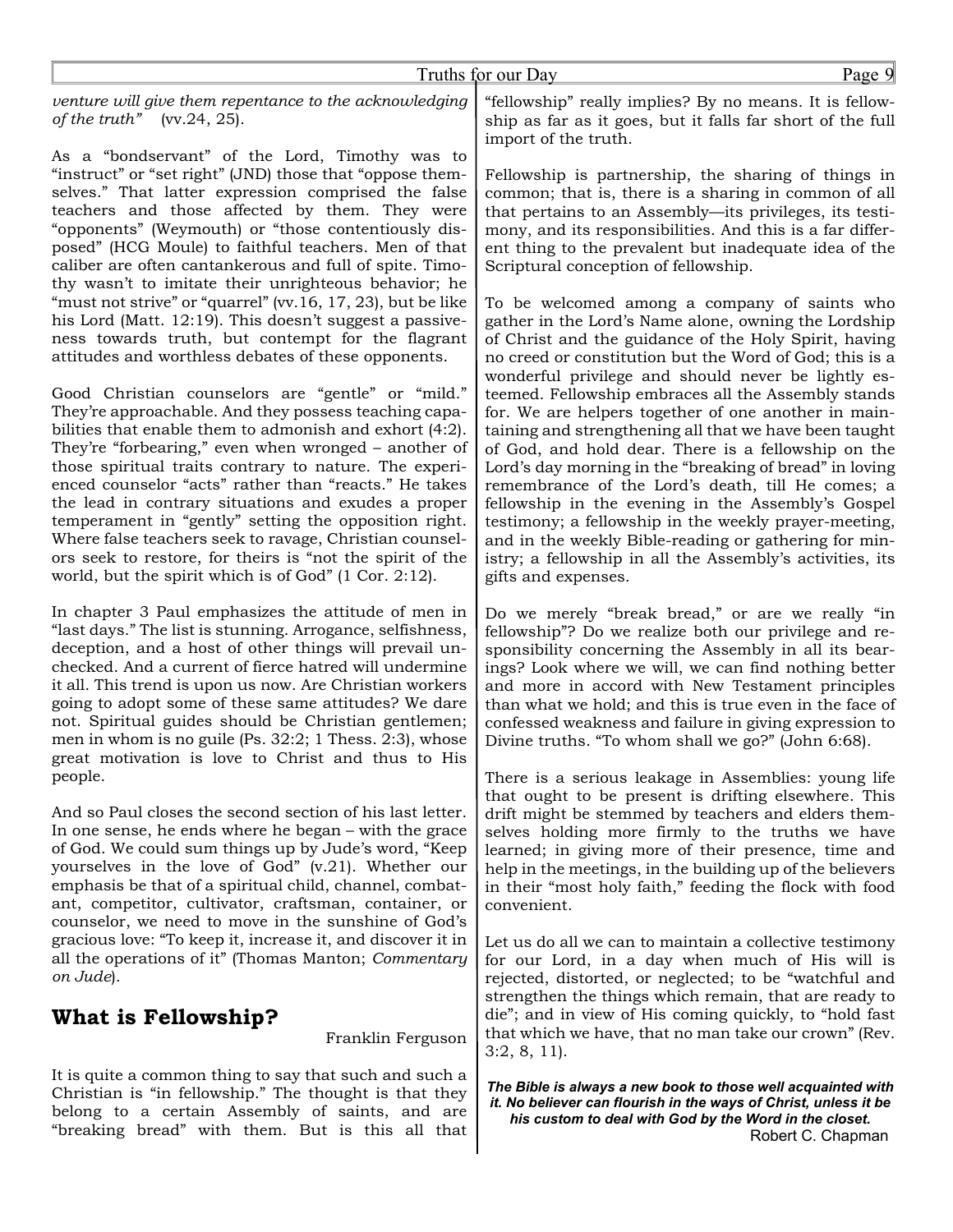*venture will give them repentance to the acknowledging of the truth"* (vv.24, 25).

As a "bondservant" of the Lord, Timothy was to "instruct" or "set right" (JND) those that "oppose themselves." That latter expression comprised the false teachers and those affected by them. They were "opponents" (Weymouth) or "those contentiously disposed" (HCG Moule) to faithful teachers. Men of that caliber are often cantankerous and full of spite. Timothy wasn't to imitate their unrighteous behavior; he "must not strive" or "quarrel" (vv.16, 17, 23), but be like his Lord (Matt. 12:19). This doesn't suggest a passiveness towards truth, but contempt for the flagrant attitudes and worthless debates of these opponents.

Good Christian counselors are "gentle" or "mild." They're approachable. And they possess teaching capabilities that enable them to admonish and exhort (4:2). They're "forbearing," even when wronged – another of those spiritual traits contrary to nature. The experienced counselor "acts" rather than "reacts." He takes the lead in contrary situations and exudes a proper temperament in "gently" setting the opposition right. Where false teachers seek to ravage, Christian counselors seek to restore, for theirs is "not the spirit of the world, but the spirit which is of God" (1 Cor. 2:12).

In chapter 3 Paul emphasizes the attitude of men in "last days." The list is stunning. Arrogance, selfishness, deception, and a host of other things will prevail unchecked. And a current of fierce hatred will undermine it all. This trend is upon us now. Are Christian workers going to adopt some of these same attitudes? We dare not. Spiritual guides should be Christian gentlemen; men in whom is no guile (Ps. 32:2; 1 Thess. 2:3), whose great motivation is love to Christ and thus to His people.

And so Paul closes the second section of his last letter. In one sense, he ends where he began – with the grace of God. We could sum things up by Jude's word, "Keep yourselves in the love of God" (v.21). Whether our emphasis be that of a spiritual child, channel, combatant, competitor, cultivator, craftsman, container, or counselor, we need to move in the sunshine of God's gracious love: "To keep it, increase it, and discover it in all the operations of it" (Thomas Manton; *Commentary on Jude*).

## What is Fellowship?

Franklin Ferguson

It is quite a common thing to say that such and such a Christian is "in fellowship." The thought is that they belong to a certain Assembly of saints, and are "breaking bread" with them. But is this all that "fellowship" really implies? By no means. It is fellowship as far as it goes, but it falls far short of the full import of the truth.

Fellowship is partnership, the sharing of things in common; that is, there is a sharing in common of all that pertains to an Assembly—its privileges, its testimony, and its responsibilities. And this is a far different thing to the prevalent but inadequate idea of the Scriptural conception of fellowship.

To be welcomed among a company of saints who gather in the Lord's Name alone, owning the Lordship of Christ and the guidance of the Holy Spirit, having no creed or constitution but the Word of God; this is a wonderful privilege and should never be lightly esteemed. Fellowship embraces all the Assembly stands for. We are helpers together of one another in maintaining and strengthening all that we have been taught of God, and hold dear. There is a fellowship on the Lord's day morning in the "breaking of bread" in loving remembrance of the Lord's death, till He comes; a fellowship in the evening in the Assembly's Gospel testimony; a fellowship in the weekly prayer-meeting, and in the weekly Bible-reading or gathering for ministry; a fellowship in all the Assembly's activities, its gifts and expenses.

Do we merely "break bread," or are we really "in fellowship"? Do we realize both our privilege and responsibility concerning the Assembly in all its bearings? Look where we will, we can find nothing better and more in accord with New Testament principles than what we hold; and this is true even in the face of confessed weakness and failure in giving expression to Divine truths. "To whom shall we go?" (John 6:68).

There is a serious leakage in Assemblies: young life that ought to be present is drifting elsewhere. This drift might be stemmed by teachers and elders themselves holding more firmly to the truths we have learned; in giving more of their presence, time and help in the meetings, in the building up of the believers in their "most holy faith," feeding the flock with food convenient.

Let us do all we can to maintain a collective testimony for our Lord, in a day when much of His will is rejected, distorted, or neglected; to be "watchful and strengthen the things which remain, that are ready to die"; and in view of His coming quickly, to "hold fast that which we have, that no man take our crown" (Rev. 3:2, 8, 11).

***The Bible is always a new book to those well acquainted with it. No believer can flourish in the ways of Christ, unless it be his custom to deal with God by the Word in the closet.***
Robert C. Chapman